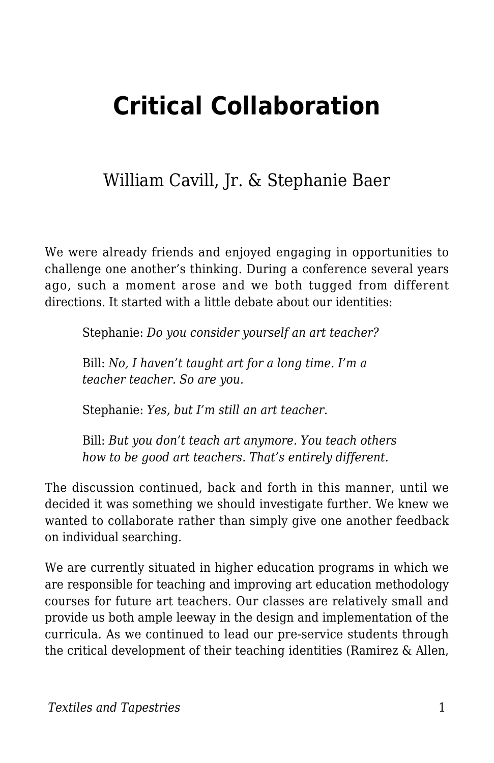# Critical Collaboration

William Cavill, Jr. & Stephanie Baer

We were already friends and enjoyed engaging in opportunities to challenge one another's thinking. During a conference several years ago, such a moment arose and we both tugged from different directions. It started with a little debate about our identities:

> Stephanie: *Do you consider yourself an art teacher?*
>
> Bill: *No, I haven't taught art for a long time. I'm a teacher teacher. So are you.*
>
> Stephanie: *Yes, but I'm still an art teacher.*
>
> Bill: *But you don't teach art anymore. You teach others how to be good art teachers. That's entirely different.*

The discussion continued, back and forth in this manner, until we decided it was something we should investigate further. We knew we wanted to collaborate rather than simply give one another feedback on individual searching.

We are currently situated in higher education programs in which we are responsible for teaching and improving art education methodology courses for future art teachers. Our classes are relatively small and provide us both ample leeway in the design and implementation of the curricula. As we continued to lead our pre-service students through the critical development of their teaching identities (Ramirez & Allen,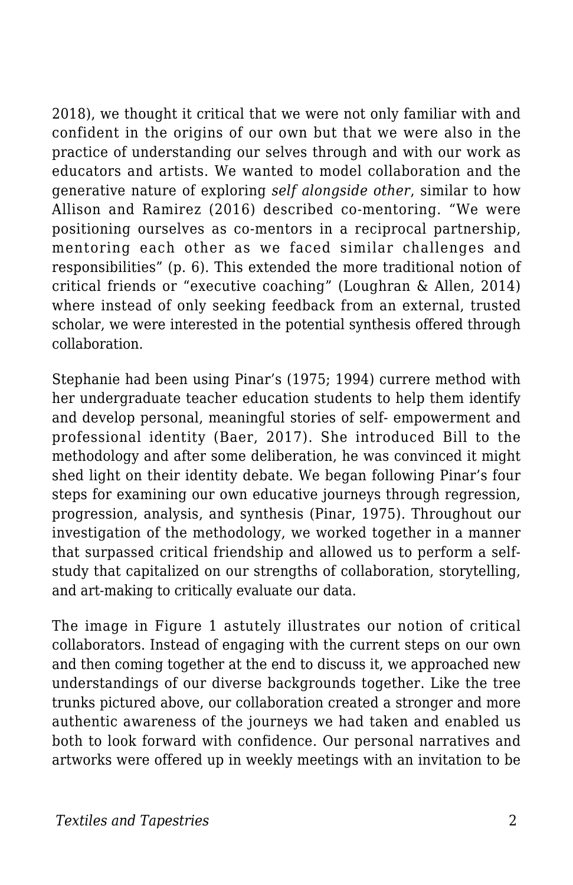2018), we thought it critical that we were not only familiar with and confident in the origins of our own but that we were also in the practice of understanding our selves through and with our work as educators and artists. We wanted to model collaboration and the generative nature of exploring *self alongside other*, similar to how Allison and Ramirez (2016) described co-mentoring. "We were positioning ourselves as co-mentors in a reciprocal partnership, mentoring each other as we faced similar challenges and responsibilities" (p. 6). This extended the more traditional notion of critical friends or "executive coaching" (Loughran & Allen, 2014) where instead of only seeking feedback from an external, trusted scholar, we were interested in the potential synthesis offered through collaboration.

Stephanie had been using Pinar's (1975; 1994) currere method with her undergraduate teacher education students to help them identify and develop personal, meaningful stories of self- empowerment and professional identity (Baer, 2017). She introduced Bill to the methodology and after some deliberation, he was convinced it might shed light on their identity debate. We began following Pinar's four steps for examining our own educative journeys through regression, progression, analysis, and synthesis (Pinar, 1975). Throughout our investigation of the methodology, we worked together in a manner that surpassed critical friendship and allowed us to perform a self-study that capitalized on our strengths of collaboration, storytelling, and art-making to critically evaluate our data.

The image in Figure 1 astutely illustrates our notion of critical collaborators. Instead of engaging with the current steps on our own and then coming together at the end to discuss it, we approached new understandings of our diverse backgrounds together. Like the tree trunks pictured above, our collaboration created a stronger and more authentic awareness of the journeys we had taken and enabled us both to look forward with confidence. Our personal narratives and artworks were offered up in weekly meetings with an invitation to be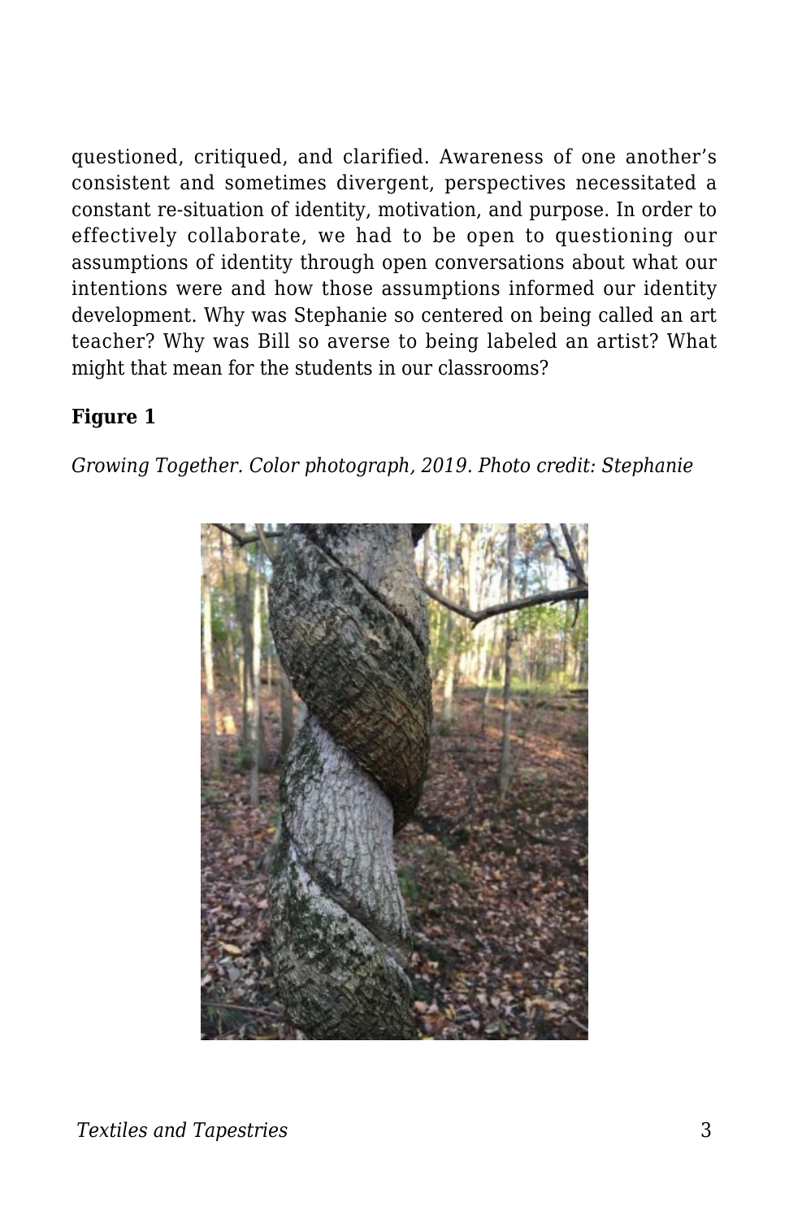questioned, critiqued, and clarified. Awareness of one another's consistent and sometimes divergent, perspectives necessitated a constant re-situation of identity, motivation, and purpose. In order to effectively collaborate, we had to be open to questioning our assumptions of identity through open conversations about what our intentions were and how those assumptions informed our identity development. Why was Stephanie so centered on being called an art teacher? Why was Bill so averse to being labeled an artist? What might that mean for the students in our classrooms?

**Figure 1**

*Growing Together. Color photograph, 2019. Photo credit: Stephanie*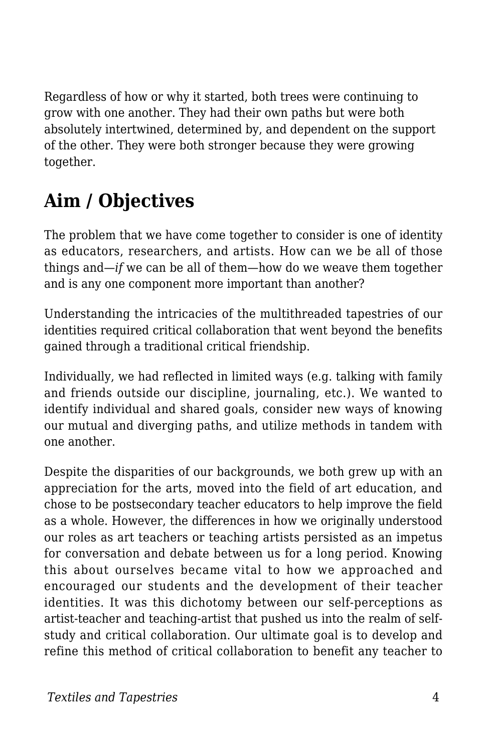Regardless of how or why it started, both trees were continuing to grow with one another. They had their own paths but were both absolutely intertwined, determined by, and dependent on the support of the other. They were both stronger because they were growing together.

## Aim / Objectives

The problem that we have come together to consider is one of identity as educators, researchers, and artists. How can we be all of those things and—*if* we can be all of them—how do we weave them together and is any one component more important than another?

Understanding the intricacies of the multithreaded tapestries of our identities required critical collaboration that went beyond the benefits gained through a traditional critical friendship.

Individually, we had reflected in limited ways (e.g. talking with family and friends outside our discipline, journaling, etc.). We wanted to identify individual and shared goals, consider new ways of knowing our mutual and diverging paths, and utilize methods in tandem with one another.

Despite the disparities of our backgrounds, we both grew up with an appreciation for the arts, moved into the field of art education, and chose to be postsecondary teacher educators to help improve the field as a whole. However, the differences in how we originally understood our roles as art teachers or teaching artists persisted as an impetus for conversation and debate between us for a long period. Knowing this about ourselves became vital to how we approached and encouraged our students and the development of their teacher identities. It was this dichotomy between our self-perceptions as artist-teacher and teaching-artist that pushed us into the realm of self-study and critical collaboration. Our ultimate goal is to develop and refine this method of critical collaboration to benefit any teacher to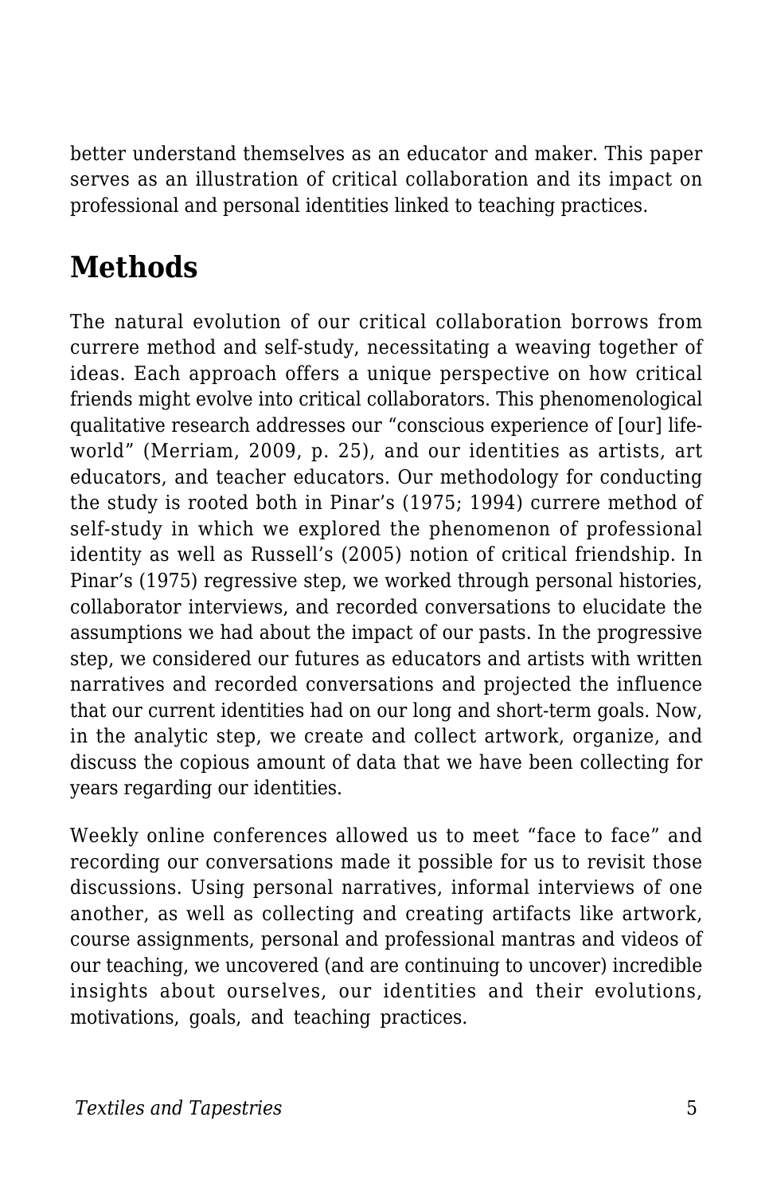better understand themselves as an educator and maker. This paper serves as an illustration of critical collaboration and its impact on professional and personal identities linked to teaching practices.

## Methods

The natural evolution of our critical collaboration borrows from currere method and self-study, necessitating a weaving together of ideas. Each approach offers a unique perspective on how critical friends might evolve into critical collaborators. This phenomenological qualitative research addresses our "conscious experience of [our] life-world" (Merriam, 2009, p. 25), and our identities as artists, art educators, and teacher educators. Our methodology for conducting the study is rooted both in Pinar's (1975; 1994) currere method of self-study in which we explored the phenomenon of professional identity as well as Russell's (2005) notion of critical friendship. In Pinar's (1975) regressive step, we worked through personal histories, collaborator interviews, and recorded conversations to elucidate the assumptions we had about the impact of our pasts. In the progressive step, we considered our futures as educators and artists with written narratives and recorded conversations and projected the influence that our current identities had on our long and short-term goals. Now, in the analytic step, we create and collect artwork, organize, and discuss the copious amount of data that we have been collecting for years regarding our identities.

Weekly online conferences allowed us to meet "face to face" and recording our conversations made it possible for us to revisit those discussions. Using personal narratives, informal interviews of one another, as well as collecting and creating artifacts like artwork, course assignments, personal and professional mantras and videos of our teaching, we uncovered (and are continuing to uncover) incredible insights about ourselves, our identities and their evolutions, motivations, goals, and teaching practices.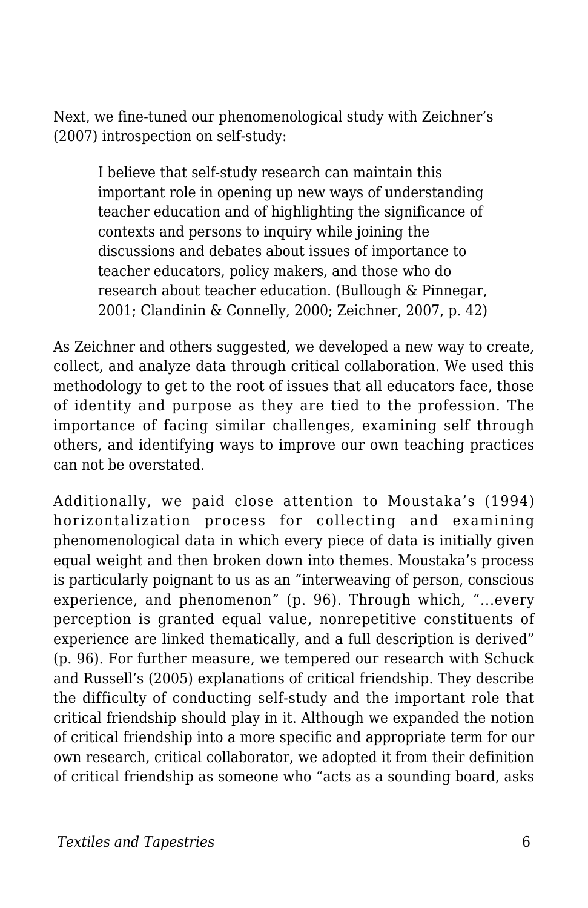Next, we fine-tuned our phenomenological study with Zeichner's (2007) introspection on self-study:

> I believe that self-study research can maintain this important role in opening up new ways of understanding teacher education and of highlighting the significance of contexts and persons to inquiry while joining the discussions and debates about issues of importance to teacher educators, policy makers, and those who do research about teacher education. (Bullough & Pinnegar, 2001; Clandinin & Connelly, 2000; Zeichner, 2007, p. 42)

As Zeichner and others suggested, we developed a new way to create, collect, and analyze data through critical collaboration. We used this methodology to get to the root of issues that all educators face, those of identity and purpose as they are tied to the profession. The importance of facing similar challenges, examining self through others, and identifying ways to improve our own teaching practices can not be overstated.

Additionally, we paid close attention to Moustaka's (1994) horizontalization process for collecting and examining phenomenological data in which every piece of data is initially given equal weight and then broken down into themes. Moustaka's process is particularly poignant to us as an "interweaving of person, conscious experience, and phenomenon" (p. 96). Through which, "…every perception is granted equal value, nonrepetitive constituents of experience are linked thematically, and a full description is derived" (p. 96). For further measure, we tempered our research with Schuck and Russell's (2005) explanations of critical friendship. They describe the difficulty of conducting self-study and the important role that critical friendship should play in it. Although we expanded the notion of critical friendship into a more specific and appropriate term for our own research, critical collaborator, we adopted it from their definition of critical friendship as someone who "acts as a sounding board, asks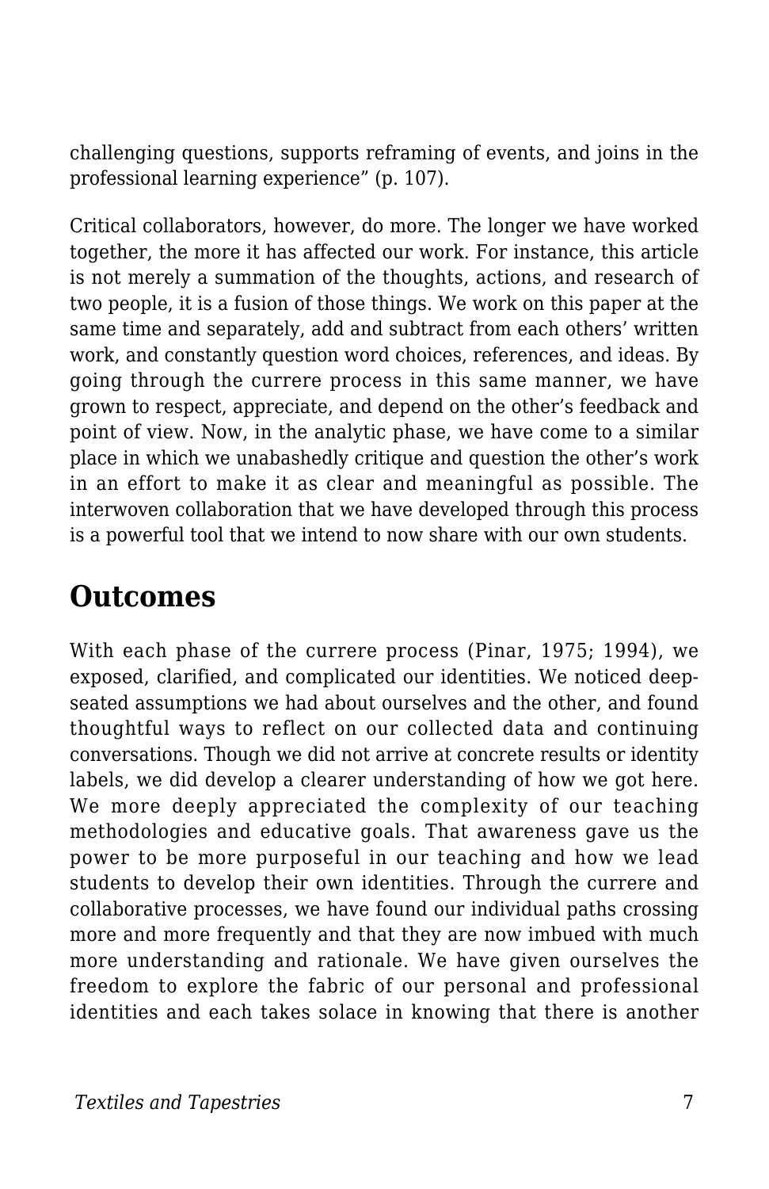challenging questions, supports reframing of events, and joins in the professional learning experience" (p. 107).

Critical collaborators, however, do more. The longer we have worked together, the more it has affected our work. For instance, this article is not merely a summation of the thoughts, actions, and research of two people, it is a fusion of those things. We work on this paper at the same time and separately, add and subtract from each others' written work, and constantly question word choices, references, and ideas. By going through the currere process in this same manner, we have grown to respect, appreciate, and depend on the other's feedback and point of view. Now, in the analytic phase, we have come to a similar place in which we unabashedly critique and question the other's work in an effort to make it as clear and meaningful as possible. The interwoven collaboration that we have developed through this process is a powerful tool that we intend to now share with our own students.

## Outcomes

With each phase of the currere process (Pinar, 1975; 1994), we exposed, clarified, and complicated our identities. We noticed deep-seated assumptions we had about ourselves and the other, and found thoughtful ways to reflect on our collected data and continuing conversations. Though we did not arrive at concrete results or identity labels, we did develop a clearer understanding of how we got here. We more deeply appreciated the complexity of our teaching methodologies and educative goals. That awareness gave us the power to be more purposeful in our teaching and how we lead students to develop their own identities. Through the currere and collaborative processes, we have found our individual paths crossing more and more frequently and that they are now imbued with much more understanding and rationale. We have given ourselves the freedom to explore the fabric of our personal and professional identities and each takes solace in knowing that there is another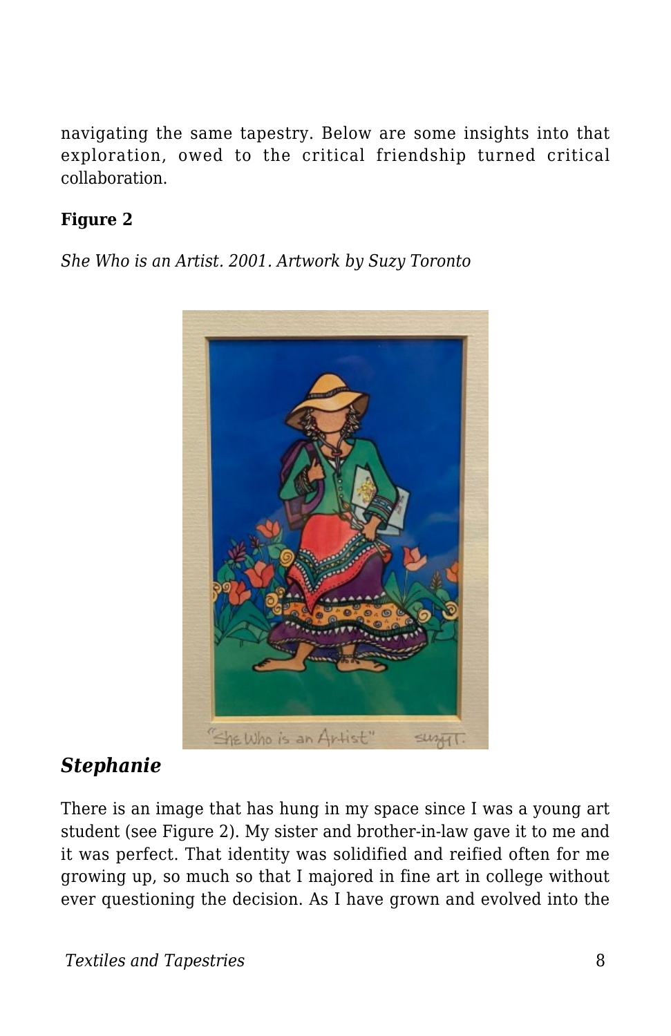navigating the same tapestry. Below are some insights into that exploration, owed to the critical friendship turned critical collaboration.

**Figure 2**

*She Who is an Artist. 2001. Artwork by Suzy Toronto*

## *Stephanie*

There is an image that has hung in my space since I was a young art student (see Figure 2). My sister and brother-in-law gave it to me and it was perfect. That identity was solidified and reified often for me growing up, so much so that I majored in fine art in college without ever questioning the decision. As I have grown and evolved into the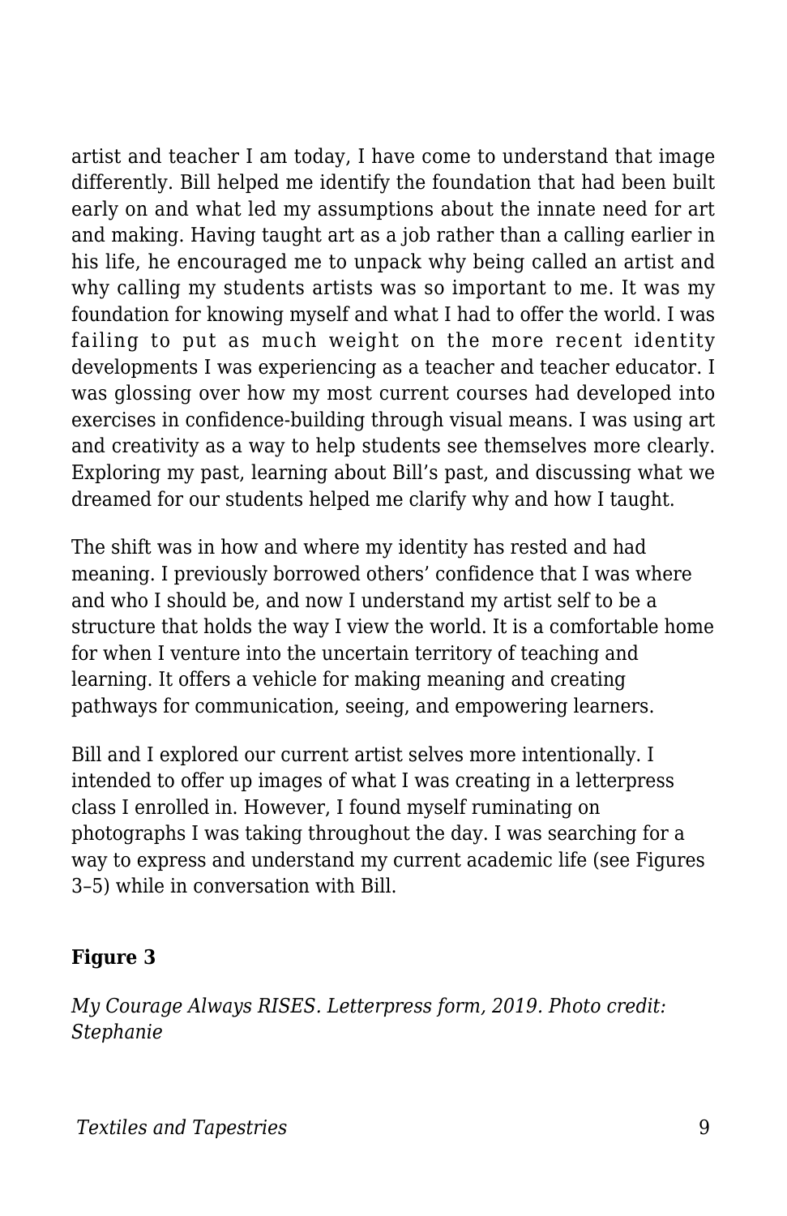artist and teacher I am today, I have come to understand that image differently. Bill helped me identify the foundation that had been built early on and what led my assumptions about the innate need for art and making. Having taught art as a job rather than a calling earlier in his life, he encouraged me to unpack why being called an artist and why calling my students artists was so important to me. It was my foundation for knowing myself and what I had to offer the world. I was failing to put as much weight on the more recent identity developments I was experiencing as a teacher and teacher educator. I was glossing over how my most current courses had developed into exercises in confidence-building through visual means. I was using art and creativity as a way to help students see themselves more clearly. Exploring my past, learning about Bill's past, and discussing what we dreamed for our students helped me clarify why and how I taught.

The shift was in how and where my identity has rested and had meaning. I previously borrowed others' confidence that I was where and who I should be, and now I understand my artist self to be a structure that holds the way I view the world. It is a comfortable home for when I venture into the uncertain territory of teaching and learning. It offers a vehicle for making meaning and creating pathways for communication, seeing, and empowering learners.

Bill and I explored our current artist selves more intentionally. I intended to offer up images of what I was creating in a letterpress class I enrolled in. However, I found myself ruminating on photographs I was taking throughout the day. I was searching for a way to express and understand my current academic life (see Figures 3–5) while in conversation with Bill.

**Figure 3**

*My Courage Always RISES. Letterpress form, 2019. Photo credit: Stephanie*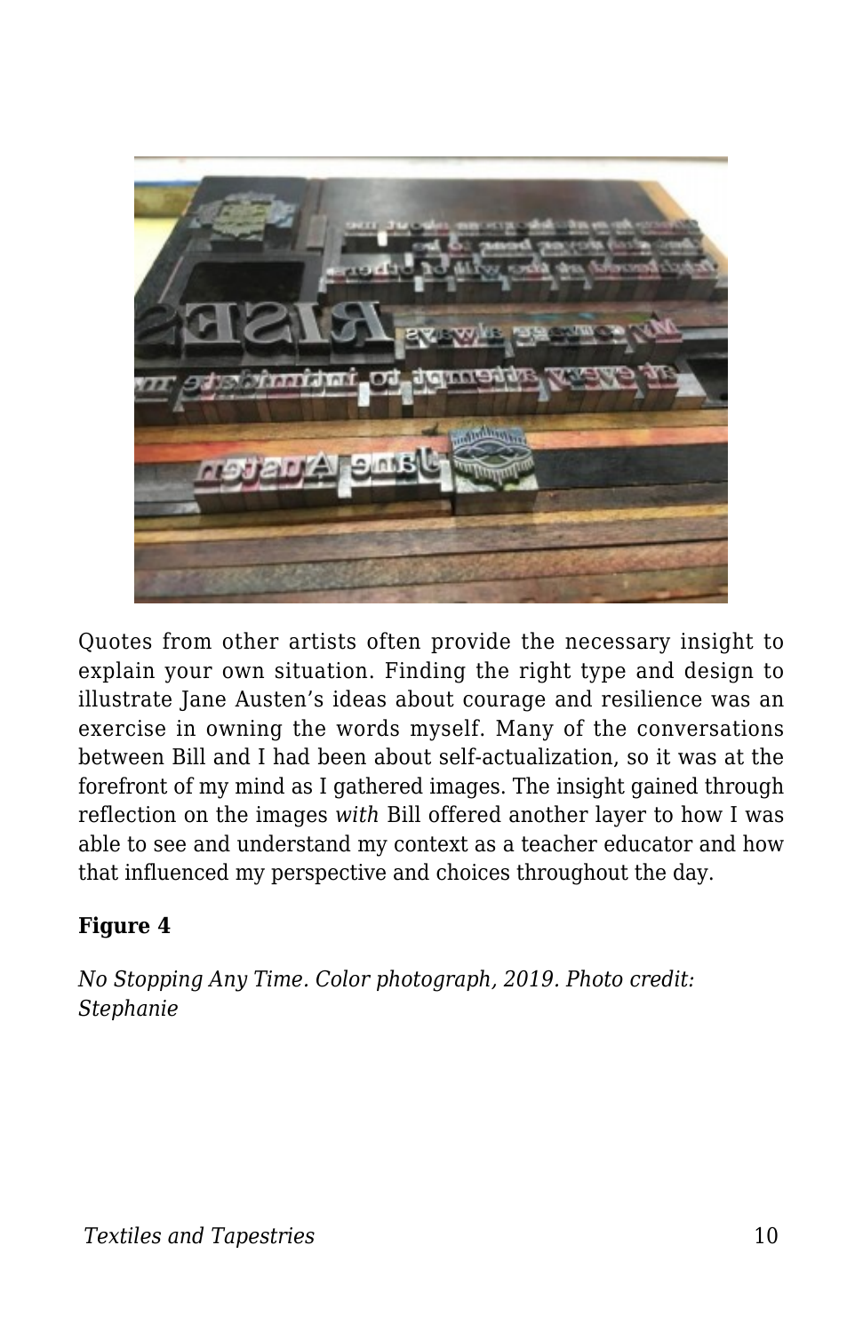Quotes from other artists often provide the necessary insight to explain your own situation. Finding the right type and design to illustrate Jane Austen's ideas about courage and resilience was an exercise in owning the words myself. Many of the conversations between Bill and I had been about self-actualization, so it was at the forefront of my mind as I gathered images. The insight gained through reflection on the images *with* Bill offered another layer to how I was able to see and understand my context as a teacher educator and how that influenced my perspective and choices throughout the day.

**Figure 4**

*No Stopping Any Time. Color photograph, 2019. Photo credit: Stephanie*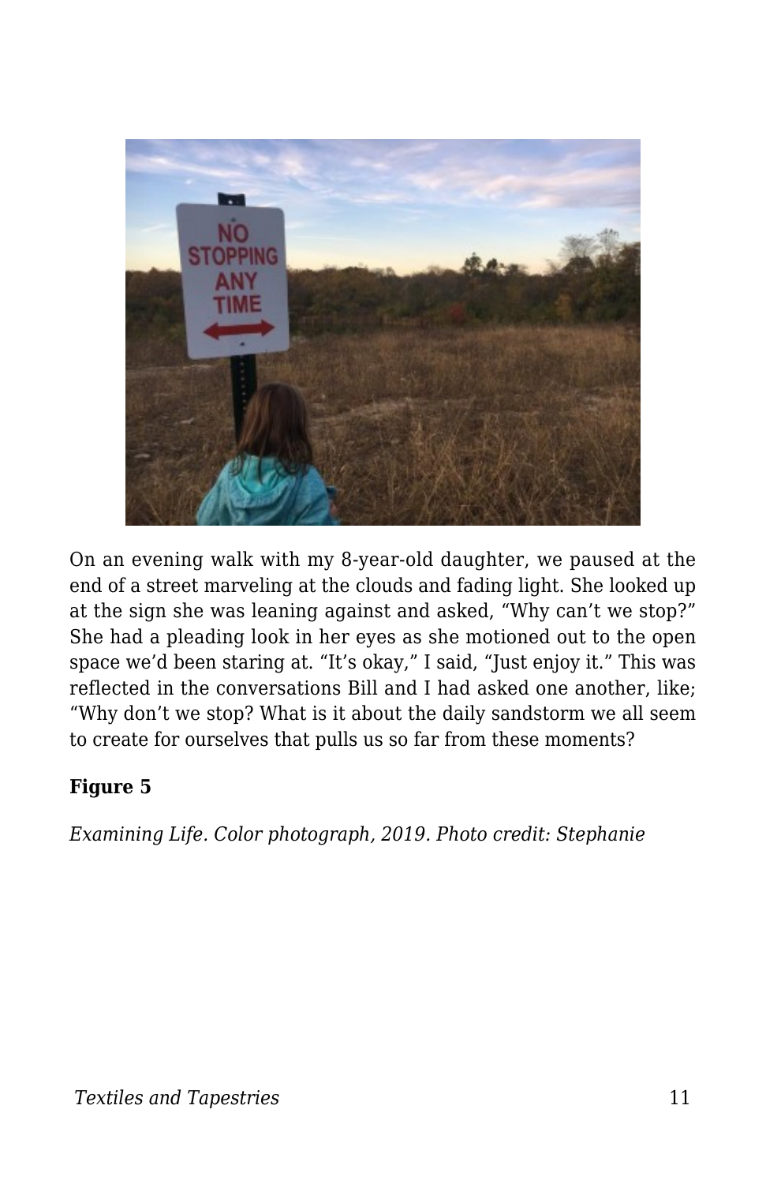On an evening walk with my 8-year-old daughter, we paused at the end of a street marveling at the clouds and fading light. She looked up at the sign she was leaning against and asked, "Why can't we stop?" She had a pleading look in her eyes as she motioned out to the open space we'd been staring at. "It's okay," I said, "Just enjoy it." This was reflected in the conversations Bill and I had asked one another, like; "Why don't we stop? What is it about the daily sandstorm we all seem to create for ourselves that pulls us so far from these moments?

**Figure 5**

*Examining Life. Color photograph, 2019. Photo credit: Stephanie*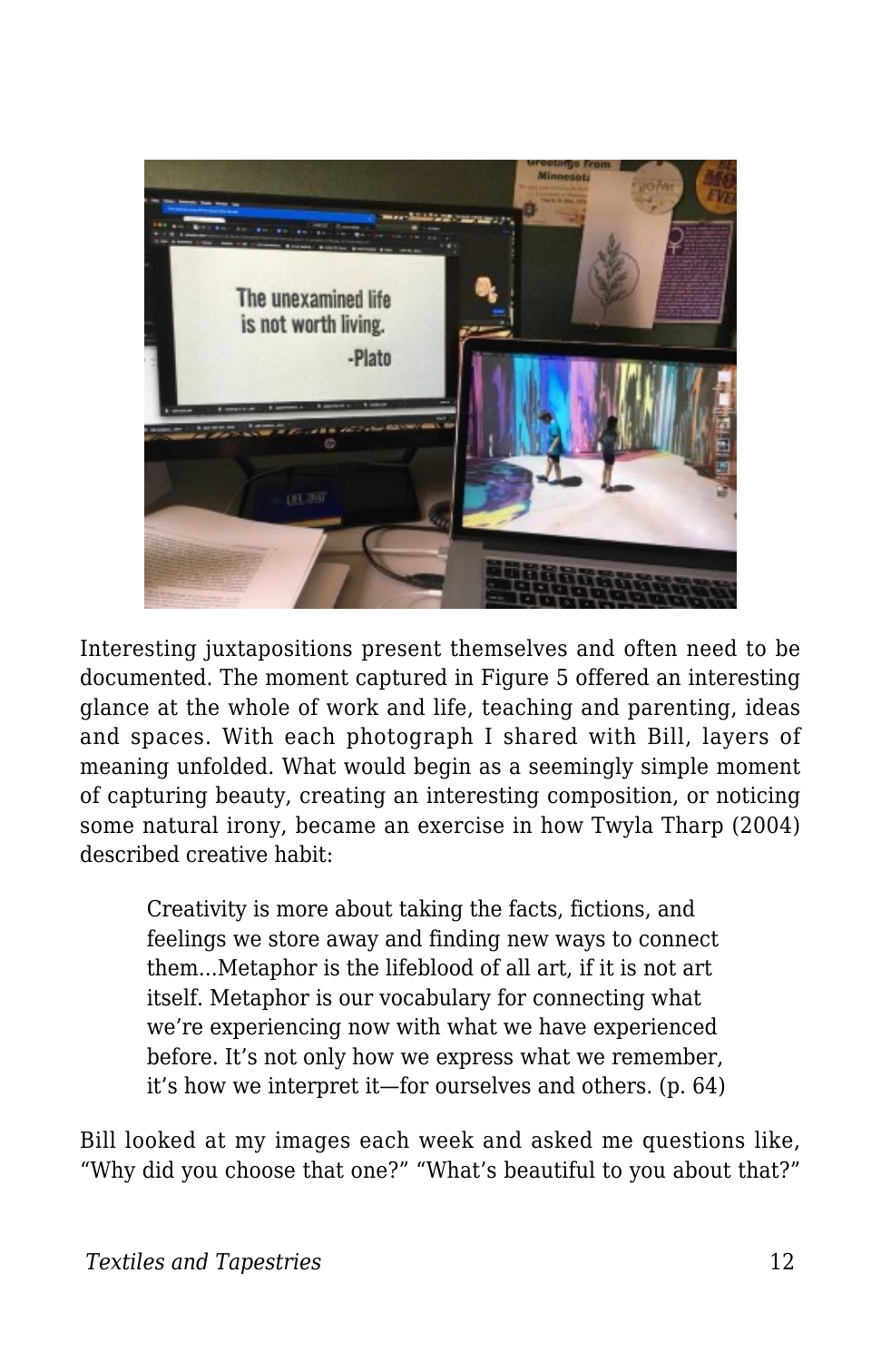Interesting juxtapositions present themselves and often need to be documented. The moment captured in Figure 5 offered an interesting glance at the whole of work and life, teaching and parenting, ideas and spaces. With each photograph I shared with Bill, layers of meaning unfolded. What would begin as a seemingly simple moment of capturing beauty, creating an interesting composition, or noticing some natural irony, became an exercise in how Twyla Tharp (2004) described creative habit:

> Creativity is more about taking the facts, fictions, and feelings we store away and finding new ways to connect them...Metaphor is the lifeblood of all art, if it is not art itself. Metaphor is our vocabulary for connecting what we're experiencing now with what we have experienced before. It's not only how we express what we remember, it's how we interpret it—for ourselves and others. (p. 64)

Bill looked at my images each week and asked me questions like, "Why did you choose that one?" "What's beautiful to you about that?"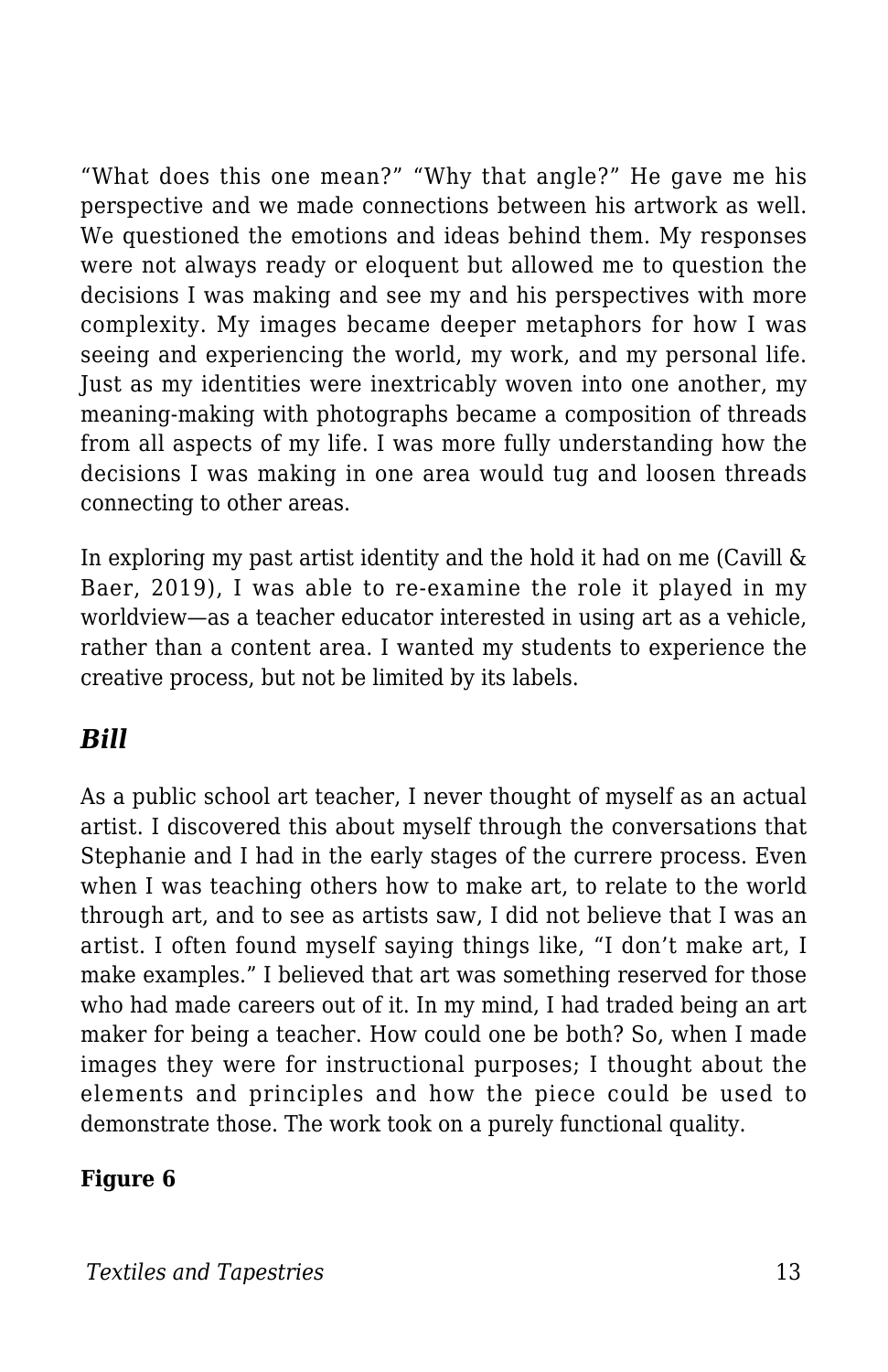“What does this one mean?” “Why that angle?” He gave me his perspective and we made connections between his artwork as well. We questioned the emotions and ideas behind them. My responses were not always ready or eloquent but allowed me to question the decisions I was making and see my and his perspectives with more complexity. My images became deeper metaphors for how I was seeing and experiencing the world, my work, and my personal life. Just as my identities were inextricably woven into one another, my meaning-making with photographs became a composition of threads from all aspects of my life. I was more fully understanding how the decisions I was making in one area would tug and loosen threads connecting to other areas.

In exploring my past artist identity and the hold it had on me (Cavill & Baer, 2019), I was able to re-examine the role it played in my worldview—as a teacher educator interested in using art as a vehicle, rather than a content area. I wanted my students to experience the creative process, but not be limited by its labels.

## *Bill*

As a public school art teacher, I never thought of myself as an actual artist. I discovered this about myself through the conversations that Stephanie and I had in the early stages of the currere process. Even when I was teaching others how to make art, to relate to the world through art, and to see as artists saw, I did not believe that I was an artist. I often found myself saying things like, “I don’t make art, I make examples.” I believed that art was something reserved for those who had made careers out of it. In my mind, I had traded being an art maker for being a teacher. How could one be both? So, when I made images they were for instructional purposes; I thought about the elements and principles and how the piece could be used to demonstrate those. The work took on a purely functional quality.

**Figure 6**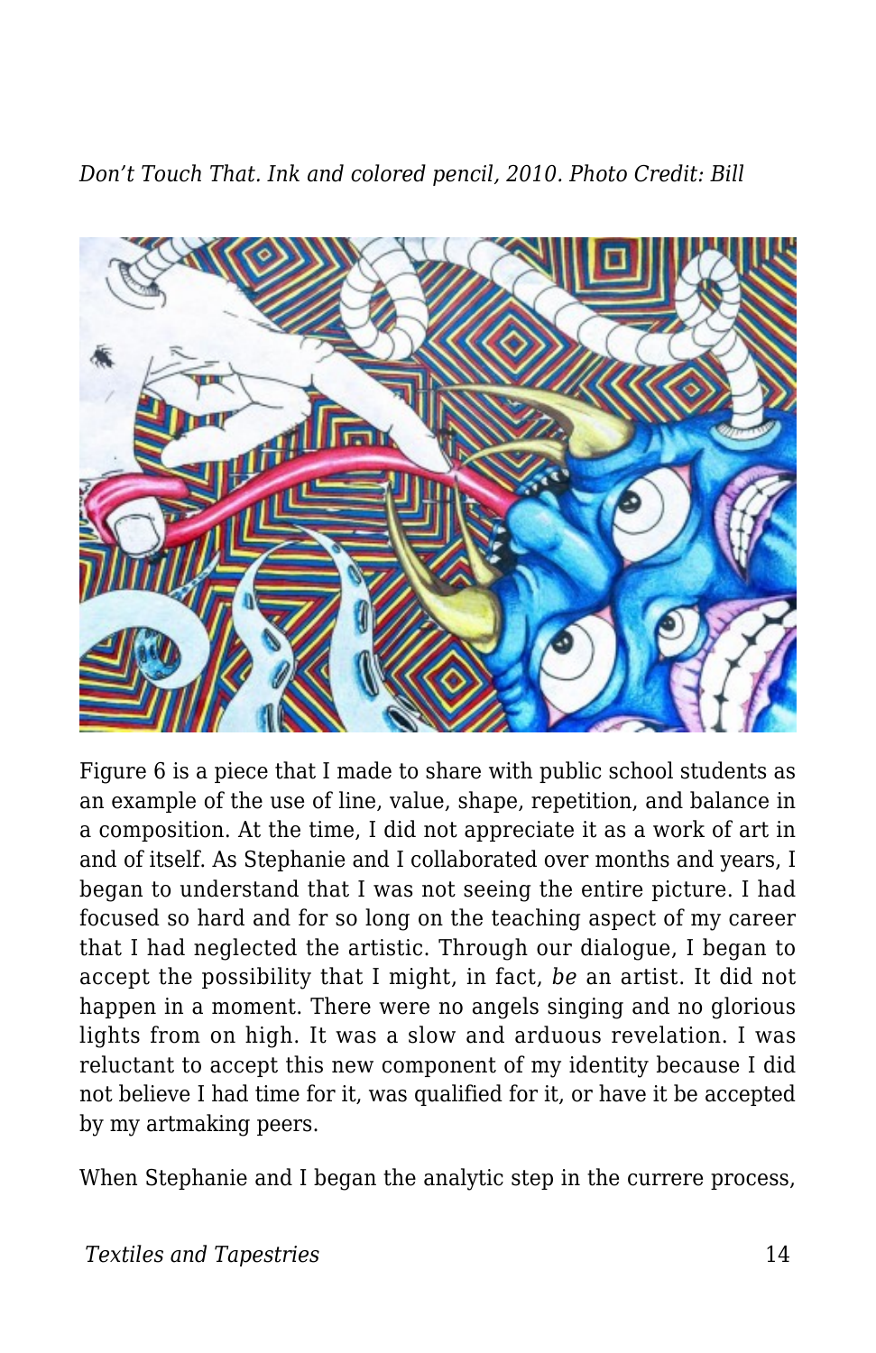*Don't Touch That. Ink and colored pencil, 2010. Photo Credit: Bill*

Figure 6 is a piece that I made to share with public school students as an example of the use of line, value, shape, repetition, and balance in a composition. At the time, I did not appreciate it as a work of art in and of itself. As Stephanie and I collaborated over months and years, I began to understand that I was not seeing the entire picture. I had focused so hard and for so long on the teaching aspect of my career that I had neglected the artistic. Through our dialogue, I began to accept the possibility that I might, in fact, *be* an artist. It did not happen in a moment. There were no angels singing and no glorious lights from on high. It was a slow and arduous revelation. I was reluctant to accept this new component of my identity because I did not believe I had time for it, was qualified for it, or have it be accepted by my artmaking peers.

When Stephanie and I began the analytic step in the currere process,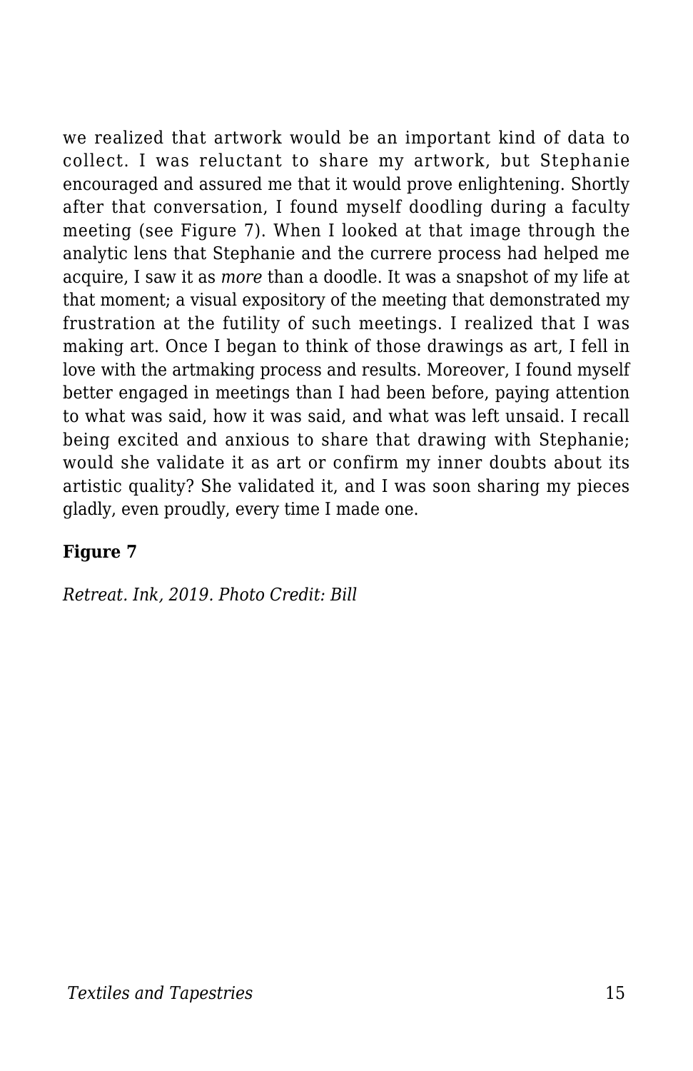we realized that artwork would be an important kind of data to collect. I was reluctant to share my artwork, but Stephanie encouraged and assured me that it would prove enlightening. Shortly after that conversation, I found myself doodling during a faculty meeting (see Figure 7). When I looked at that image through the analytic lens that Stephanie and the currere process had helped me acquire, I saw it as *more* than a doodle. It was a snapshot of my life at that moment; a visual expository of the meeting that demonstrated my frustration at the futility of such meetings. I realized that I was making art. Once I began to think of those drawings as art, I fell in love with the artmaking process and results. Moreover, I found myself better engaged in meetings than I had been before, paying attention to what was said, how it was said, and what was left unsaid. I recall being excited and anxious to share that drawing with Stephanie; would she validate it as art or confirm my inner doubts about its artistic quality? She validated it, and I was soon sharing my pieces gladly, even proudly, every time I made one.

**Figure 7**

*Retreat. Ink, 2019. Photo Credit: Bill*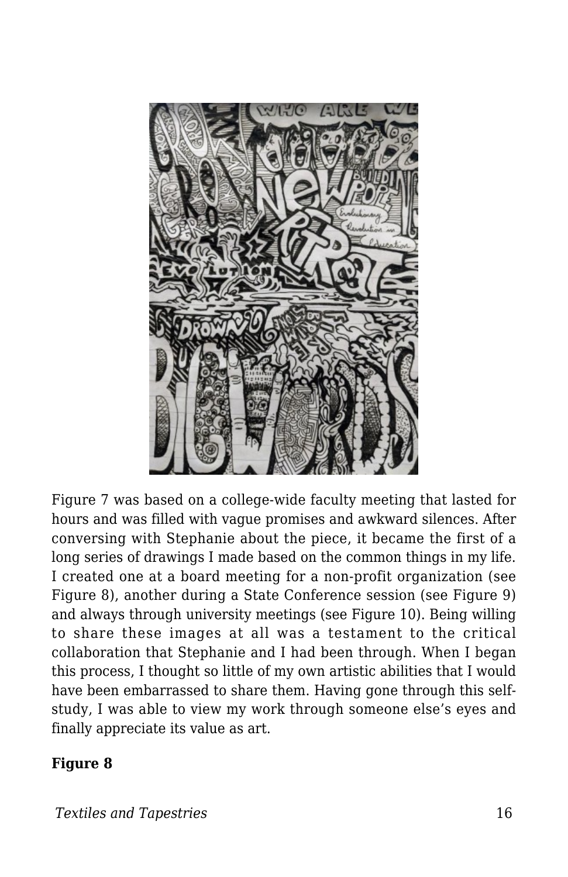Figure 7 was based on a college-wide faculty meeting that lasted for hours and was filled with vague promises and awkward silences. After conversing with Stephanie about the piece, it became the first of a long series of drawings I made based on the common things in my life. I created one at a board meeting for a non-profit organization (see Figure 8), another during a State Conference session (see Figure 9) and always through university meetings (see Figure 10). Being willing to share these images at all was a testament to the critical collaboration that Stephanie and I had been through. When I began this process, I thought so little of my own artistic abilities that I would have been embarrassed to share them. Having gone through this self-study, I was able to view my work through someone else's eyes and finally appreciate its value as art.

**Figure 8**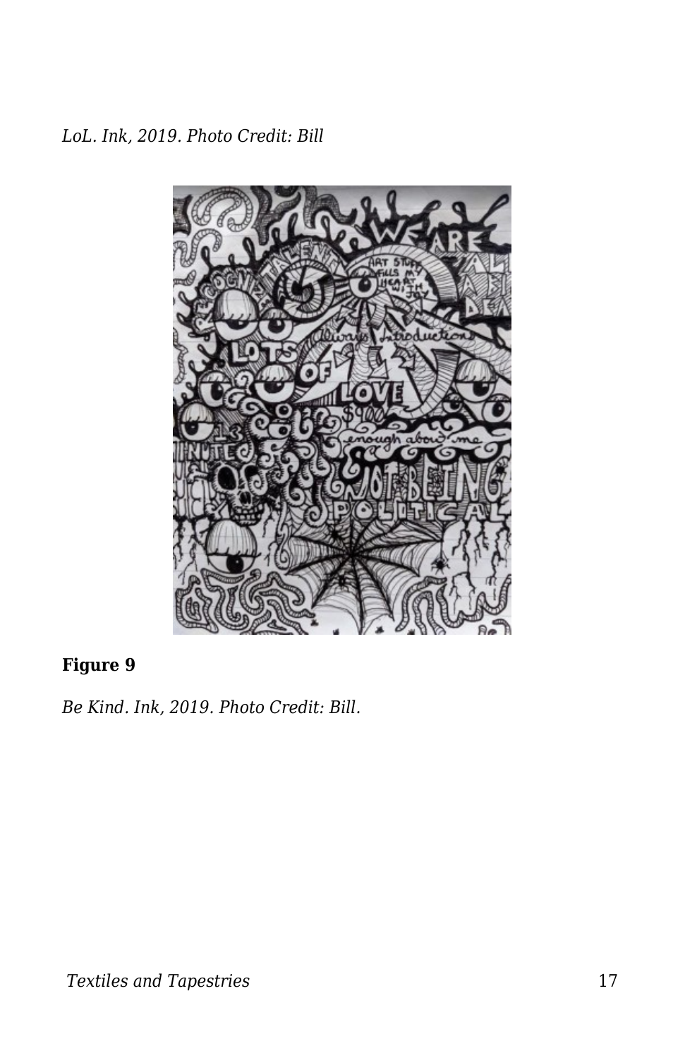*LoL. Ink, 2019. Photo Credit: Bill*

**Figure 9**

*Be Kind. Ink, 2019. Photo Credit: Bill.*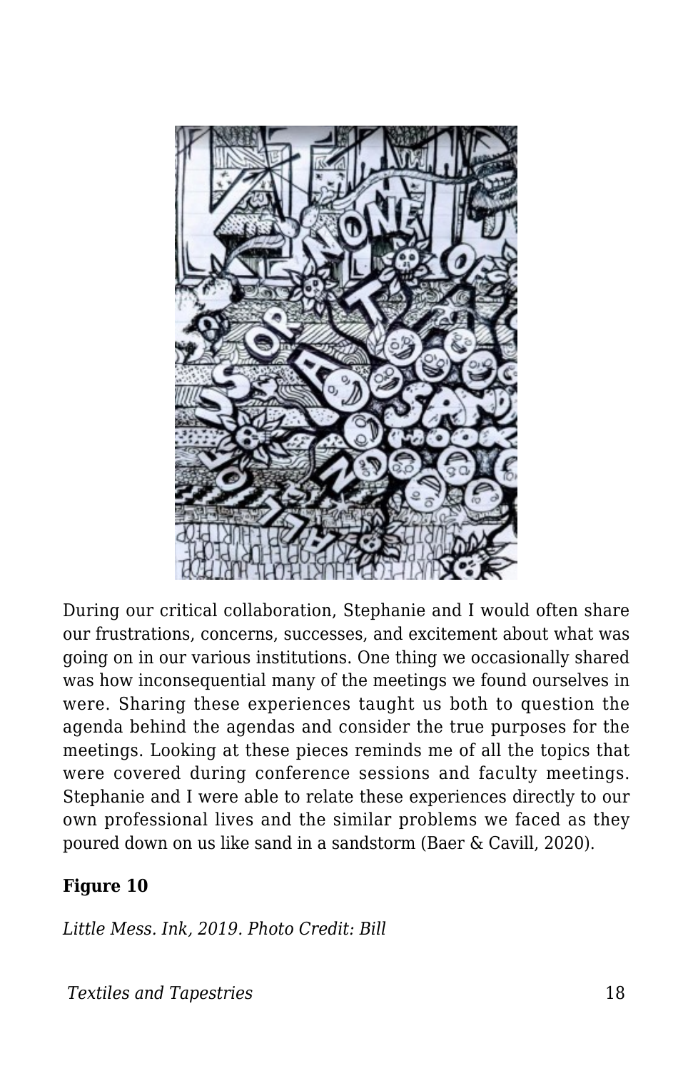During our critical collaboration, Stephanie and I would often share our frustrations, concerns, successes, and excitement about what was going on in our various institutions. One thing we occasionally shared was how inconsequential many of the meetings we found ourselves in were. Sharing these experiences taught us both to question the agenda behind the agendas and consider the true purposes for the meetings. Looking at these pieces reminds me of all the topics that were covered during conference sessions and faculty meetings. Stephanie and I were able to relate these experiences directly to our own professional lives and the similar problems we faced as they poured down on us like sand in a sandstorm (Baer & Cavill, 2020).

**Figure 10**

*Little Mess. Ink, 2019. Photo Credit: Bill*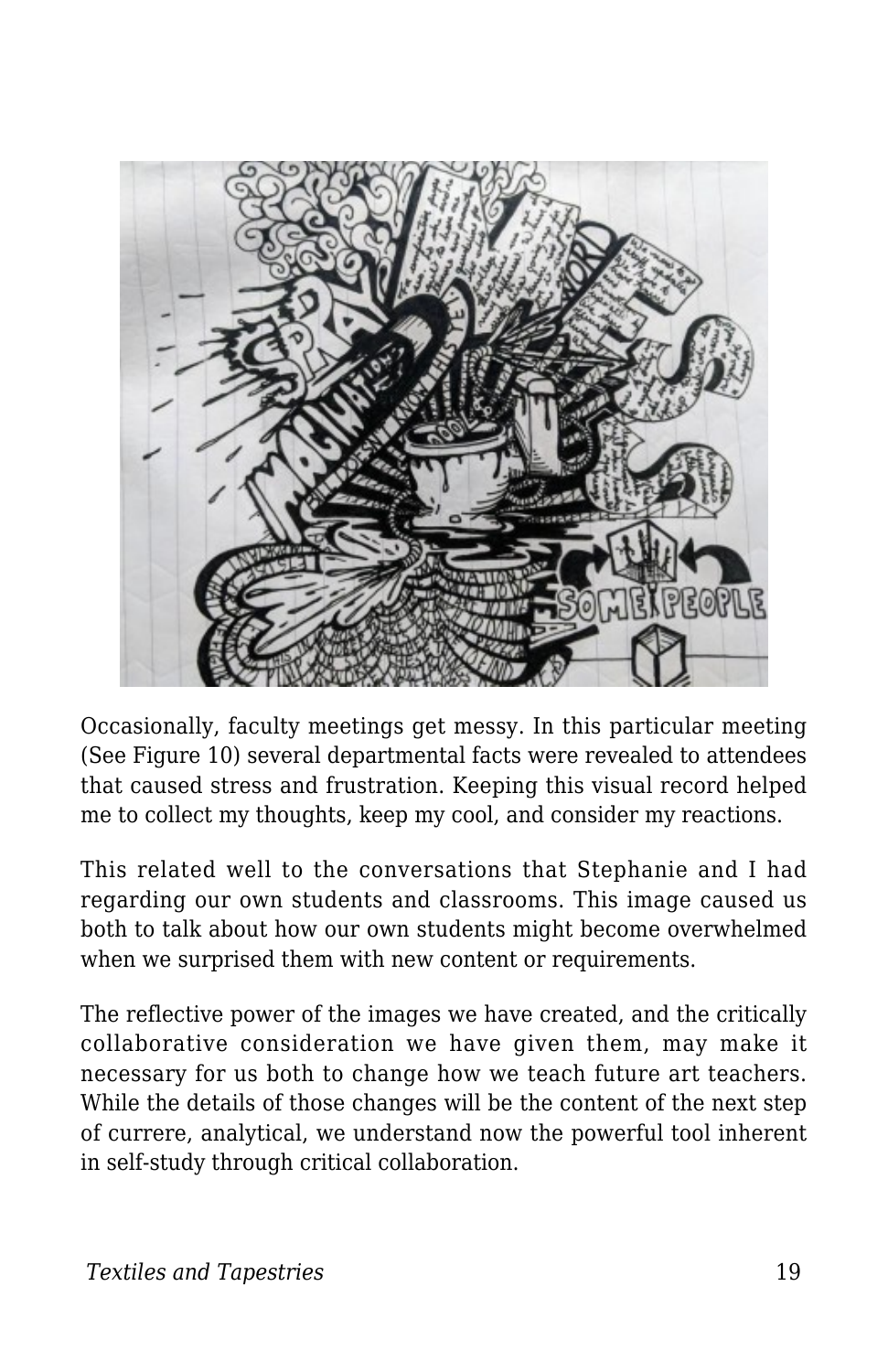Occasionally, faculty meetings get messy. In this particular meeting (See Figure 10) several departmental facts were revealed to attendees that caused stress and frustration. Keeping this visual record helped me to collect my thoughts, keep my cool, and consider my reactions.

This related well to the conversations that Stephanie and I had regarding our own students and classrooms. This image caused us both to talk about how our own students might become overwhelmed when we surprised them with new content or requirements.

The reflective power of the images we have created, and the critically collaborative consideration we have given them, may make it necessary for us both to change how we teach future art teachers. While the details of those changes will be the content of the next step of currere, analytical, we understand now the powerful tool inherent in self-study through critical collaboration.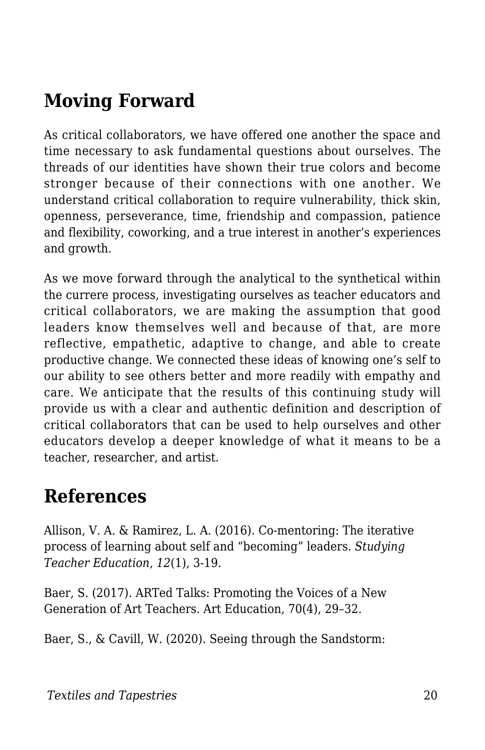## Moving Forward

As critical collaborators, we have offered one another the space and time necessary to ask fundamental questions about ourselves. The threads of our identities have shown their true colors and become stronger because of their connections with one another. We understand critical collaboration to require vulnerability, thick skin, openness, perseverance, time, friendship and compassion, patience and flexibility, coworking, and a true interest in another's experiences and growth.

As we move forward through the analytical to the synthetical within the currere process, investigating ourselves as teacher educators and critical collaborators, we are making the assumption that good leaders know themselves well and because of that, are more reflective, empathetic, adaptive to change, and able to create productive change. We connected these ideas of knowing one's self to our ability to see others better and more readily with empathy and care. We anticipate that the results of this continuing study will provide us with a clear and authentic definition and description of critical collaborators that can be used to help ourselves and other educators develop a deeper knowledge of what it means to be a teacher, researcher, and artist.

## References

Allison, V. A. & Ramirez, L. A. (2016). Co-mentoring: The iterative process of learning about self and "becoming" leaders. *Studying Teacher Education, 12*(1), 3-19.

Baer, S. (2017). ARTed Talks: Promoting the Voices of a New Generation of Art Teachers. Art Education, 70(4), 29–32.

Baer, S., & Cavill, W. (2020). Seeing through the Sandstorm: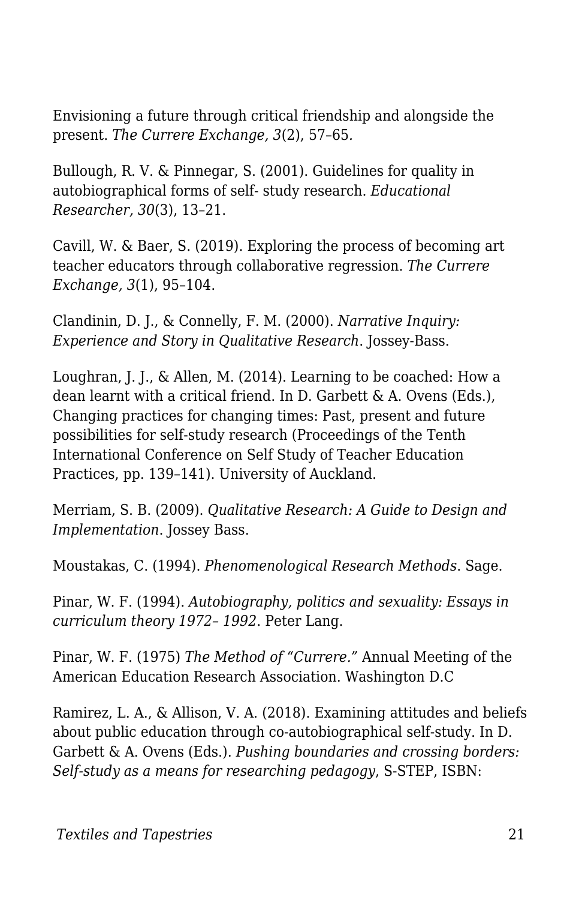Envisioning a future through critical friendship and alongside the present. *The Currere Exchange, 3*(2), 57–65.

Bullough, R. V. & Pinnegar, S. (2001). Guidelines for quality in autobiographical forms of self- study research. *Educational Researcher, 30*(3), 13–21.

Cavill, W. & Baer, S. (2019). Exploring the process of becoming art teacher educators through collaborative regression. *The Currere Exchange, 3*(1), 95–104.

Clandinin, D. J., & Connelly, F. M. (2000). *Narrative Inquiry: Experience and Story in Qualitative Research*. Jossey-Bass.

Loughran, J. J., & Allen, M. (2014). Learning to be coached: How a dean learnt with a critical friend. In D. Garbett & A. Ovens (Eds.), Changing practices for changing times: Past, present and future possibilities for self-study research (Proceedings of the Tenth International Conference on Self Study of Teacher Education Practices, pp. 139–141). University of Auckland.

Merriam, S. B. (2009). *Qualitative Research: A Guide to Design and Implementation*. Jossey Bass.

Moustakas, C. (1994). *Phenomenological Research Methods*. Sage.

Pinar, W. F. (1994). *Autobiography, politics and sexuality: Essays in curriculum theory 1972– 1992*. Peter Lang.

Pinar, W. F. (1975) *The Method of "Currere."* Annual Meeting of the American Education Research Association. Washington D.C

Ramirez, L. A., & Allison, V. A. (2018). Examining attitudes and beliefs about public education through co-autobiographical self-study. In D. Garbett & A. Ovens (Eds.). *Pushing boundaries and crossing borders: Self-study as a means for researching pedagogy*, S-STEP, ISBN: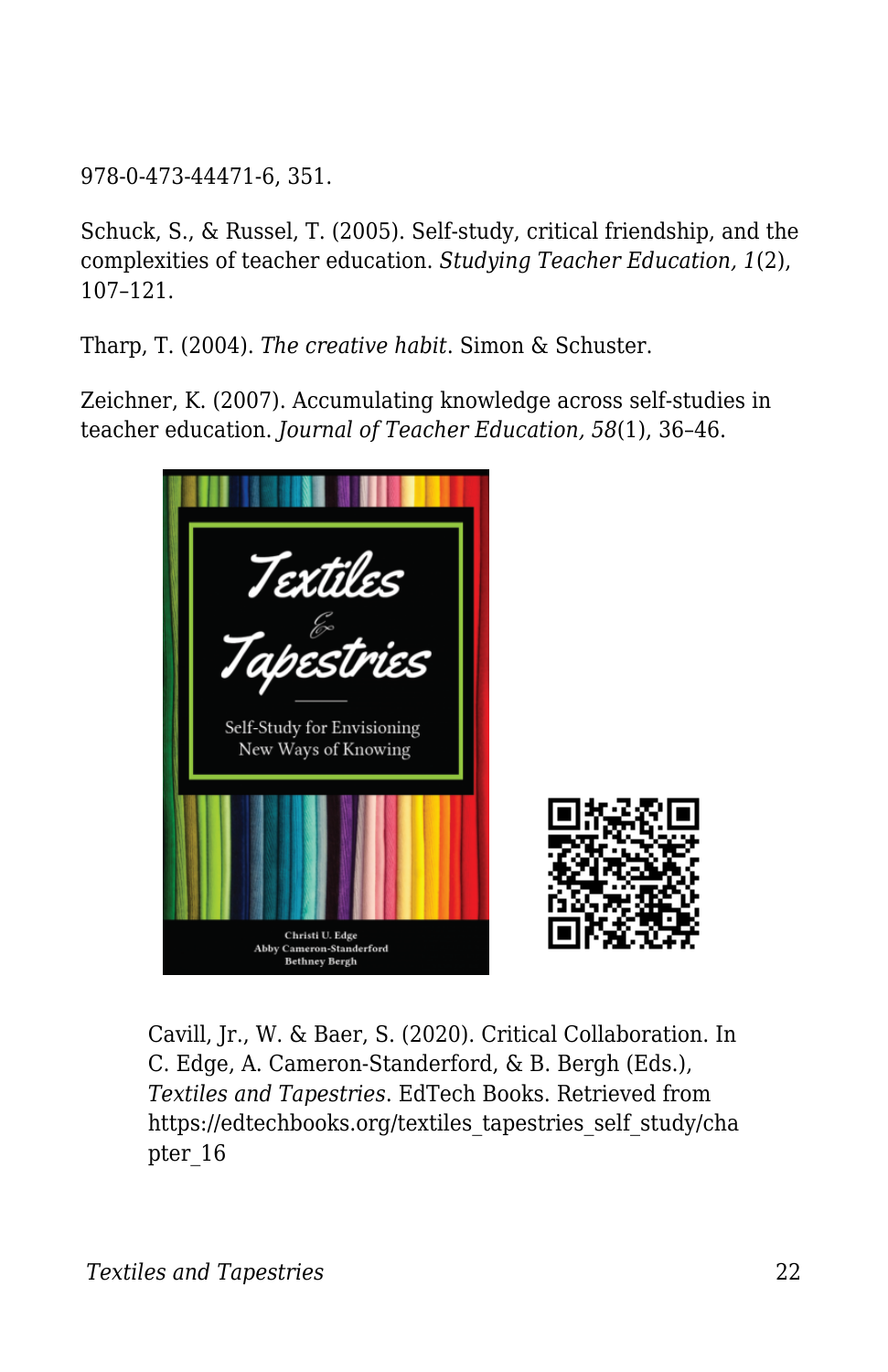978-0-473-44471-6, 351.

Schuck, S., & Russel, T. (2005). Self-study, critical friendship, and the complexities of teacher education. *Studying Teacher Education, 1*(2), 107–121.

Tharp, T. (2004). *The creative habit*. Simon & Schuster.

Zeichner, K. (2007). Accumulating knowledge across self-studies in teacher education. *Journal of Teacher Education, 58*(1), 36–46.

Cavill, Jr., W. & Baer, S. (2020). Critical Collaboration. In C. Edge, A. Cameron-Standerford, & B. Bergh (Eds.), *Textiles and Tapestries*. EdTech Books. Retrieved from https://edtechbooks.org/textiles_tapestries_self_study/chapter_16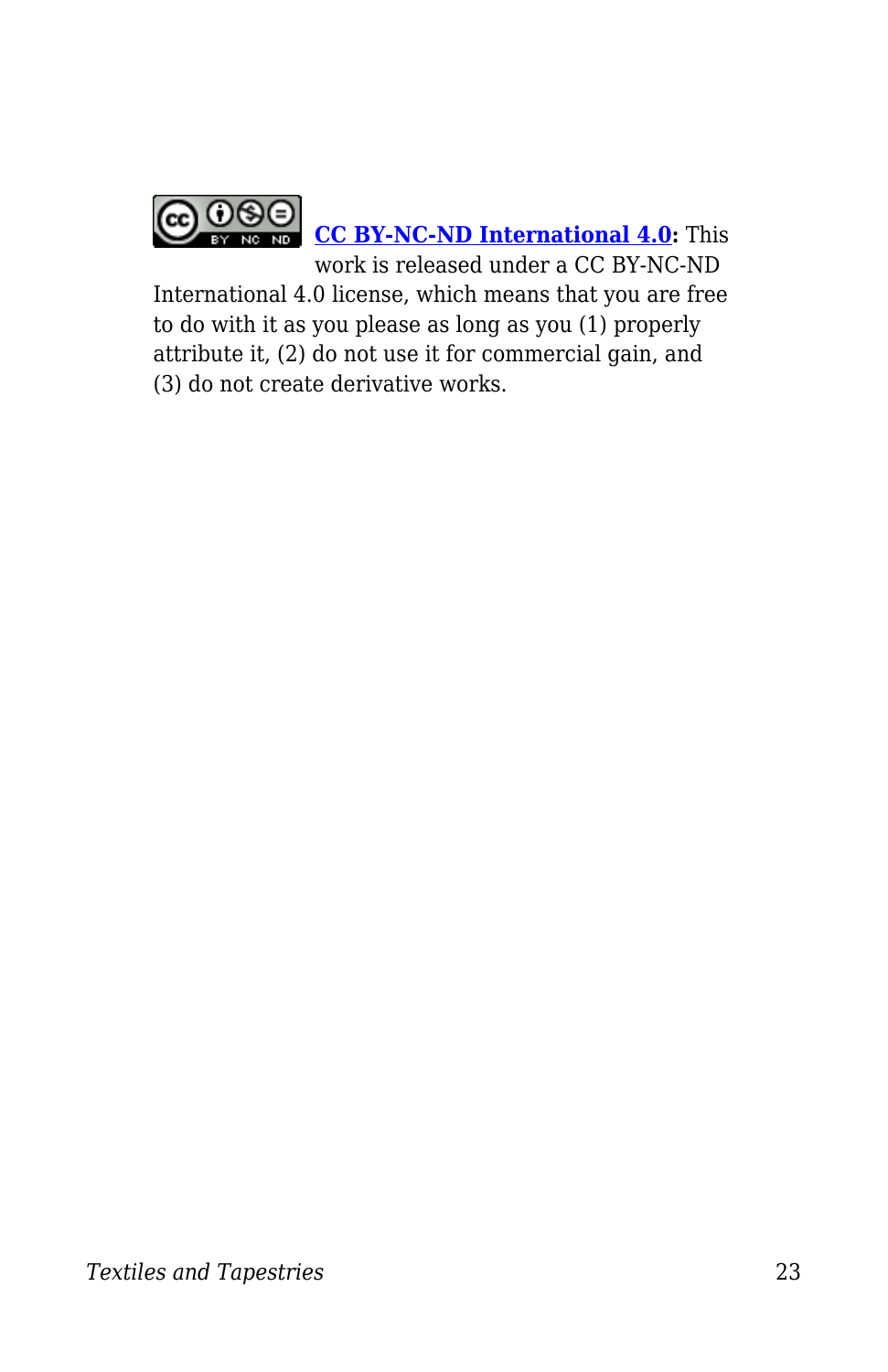**[CC BY-NC-ND International 4.0](https://creativecommons.org/licenses/by-nc-nd/4.0/):** This work is released under a CC BY-NC-ND International 4.0 license, which means that you are free to do with it as you please as long as you (1) properly attribute it, (2) do not use it for commercial gain, and (3) do not create derivative works.